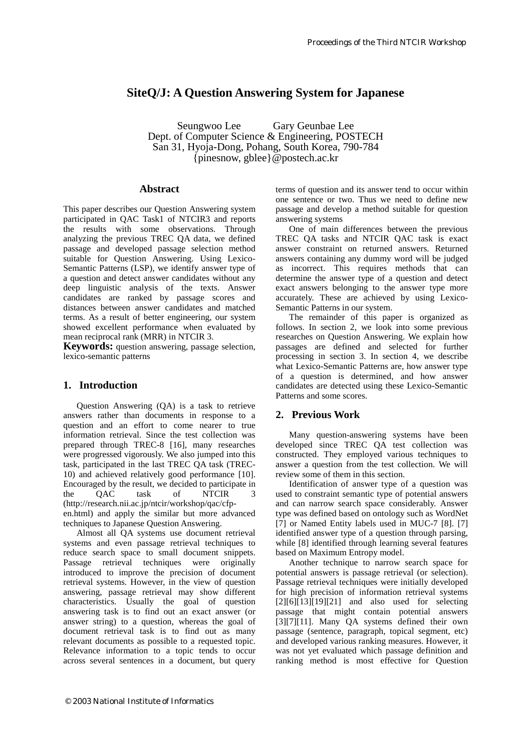# SiteQ/J: A Question Answering System for Japanese

Seungwoo Lee　　　Gary Geunbae Lee
Dept. of Computer Science & Engineering, POSTECH
San 31, Hyoja-Dong, Pohang, South Korea, 790-784
{pinesnow, gblee}@postech.ac.kr

## Abstract

This paper describes our Question Answering system participated in QAC Task1 of NTCIR3 and reports the results with some observations. Through analyzing the previous TREC QA data, we defined passage and developed passage selection method suitable for Question Answering. Using Lexico-Semantic Patterns (LSP), we identify answer type of a question and detect answer candidates without any deep linguistic analysis of the texts. Answer candidates are ranked by passage scores and distances between answer candidates and matched terms. As a result of better engineering, our system showed excellent performance when evaluated by mean reciprocal rank (MRR) in NTCIR 3.

**Keywords:** question answering, passage selection, lexico-semantic patterns

## 1. Introduction

Question Answering (QA) is a task to retrieve answers rather than documents in response to a question and an effort to come nearer to true information retrieval. Since the test collection was prepared through TREC-8 [16], many researches were progressed vigorously. We also jumped into this task, participated in the last TREC QA task (TREC-10) and achieved relatively good performance [10]. Encouraged by the result, we decided to participate in the QAC task of NTCIR 3 (http://research.nii.ac.jp/ntcir/workshop/qac/cfp-en.html) and apply the similar but more advanced techniques to Japanese Question Answering.

Almost all QA systems use document retrieval systems and even passage retrieval techniques to reduce search space to small document snippets. Passage retrieval techniques were originally introduced to improve the precision of document retrieval systems. However, in the view of question answering, passage retrieval may show different characteristics. Usually the goal of question answering task is to find out an exact answer (or answer string) to a question, whereas the goal of document retrieval task is to find out as many relevant documents as possible to a requested topic. Relevance information to a topic tends to occur across several sentences in a document, but query terms of question and its answer tend to occur within one sentence or two. Thus we need to define new passage and develop a method suitable for question answering systems

One of main differences between the previous TREC QA tasks and NTCIR QAC task is exact answer constraint on returned answers. Returned answers containing any dummy word will be judged as incorrect. This requires methods that can determine the answer type of a question and detect exact answers belonging to the answer type more accurately. These are achieved by using Lexico-Semantic Patterns in our system.

The remainder of this paper is organized as follows. In section 2, we look into some previous researches on Question Answering. We explain how passages are defined and selected for further processing in section 3. In section 4, we describe what Lexico-Semantic Patterns are, how answer type of a question is determined, and how answer candidates are detected using these Lexico-Semantic Patterns and some scores.

## 2. Previous Work

Many question-answering systems have been developed since TREC QA test collection was constructed. They employed various techniques to answer a question from the test collection. We will review some of them in this section.

Identification of answer type of a question was used to constraint semantic type of potential answers and can narrow search space considerably. Answer type was defined based on ontology such as WordNet [7] or Named Entity labels used in MUC-7 [8]. [7] identified answer type of a question through parsing, while [8] identified through learning several features based on Maximum Entropy model.

Another technique to narrow search space for potential answers is passage retrieval (or selection). Passage retrieval techniques were initially developed for high precision of information retrieval systems [2][6][13][19][21] and also used for selecting passage that might contain potential answers [3][7][11]. Many QA systems defined their own passage (sentence, paragraph, topical segment, etc) and developed various ranking measures. However, it was not yet evaluated which passage definition and ranking method is most effective for Question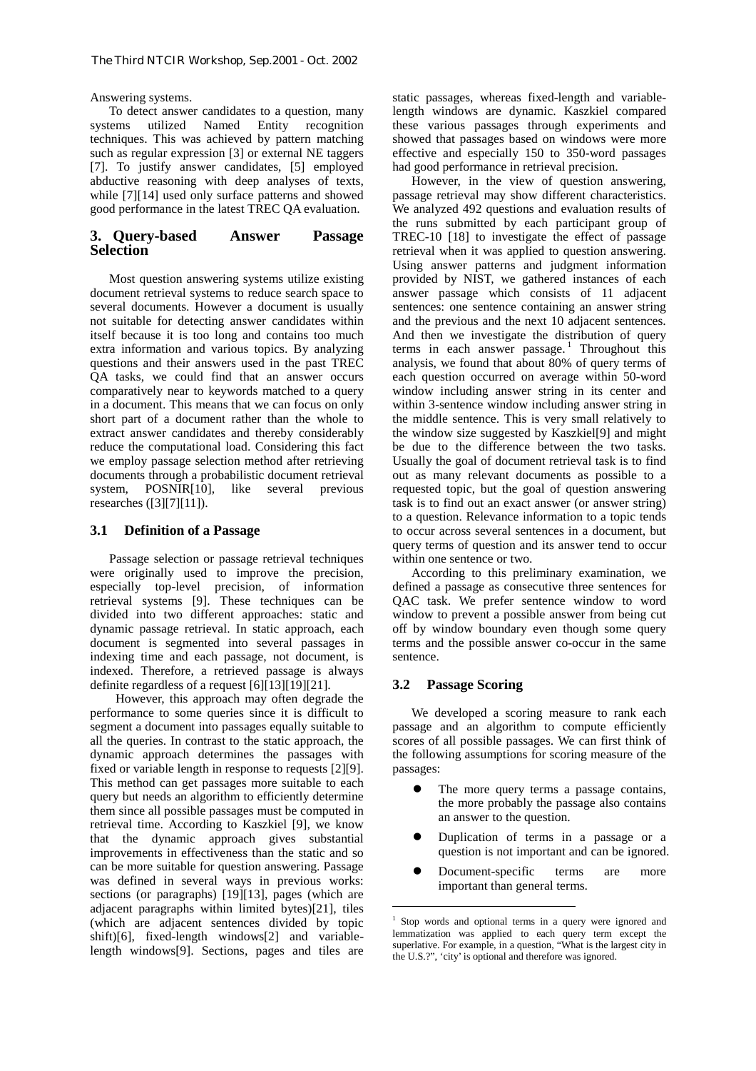Answering systems.

To detect answer candidates to a question, many systems utilized Named Entity recognition techniques. This was achieved by pattern matching such as regular expression [3] or external NE taggers [7]. To justify answer candidates, [5] employed abductive reasoning with deep analyses of texts, while [7][14] used only surface patterns and showed good performance in the latest TREC QA evaluation.

## 3. Query-based Answer Passage Selection

Most question answering systems utilize existing document retrieval systems to reduce search space to several documents. However a document is usually not suitable for detecting answer candidates within itself because it is too long and contains too much extra information and various topics. By analyzing questions and their answers used in the past TREC QA tasks, we could find that an answer occurs comparatively near to keywords matched to a query in a document. This means that we can focus on only short part of a document rather than the whole to extract answer candidates and thereby considerably reduce the computational load. Considering this fact we employ passage selection method after retrieving documents through a probabilistic document retrieval system, POSNIR[10], like several previous researches ([3][7][11]).

### 3.1 Definition of a Passage

Passage selection or passage retrieval techniques were originally used to improve the precision, especially top-level precision, of information retrieval systems [9]. These techniques can be divided into two different approaches: static and dynamic passage retrieval. In static approach, each document is segmented into several passages in indexing time and each passage, not document, is indexed. Therefore, a retrieved passage is always definite regardless of a request [6][13][19][21].

However, this approach may often degrade the performance to some queries since it is difficult to segment a document into passages equally suitable to all the queries. In contrast to the static approach, the dynamic approach determines the passages with fixed or variable length in response to requests [2][9]. This method can get passages more suitable to each query but needs an algorithm to efficiently determine them since all possible passages must be computed in retrieval time. According to Kaszkiel [9], we know that the dynamic approach gives substantial improvements in effectiveness than the static and so can be more suitable for question answering. Passage was defined in several ways in previous works: sections (or paragraphs) [19][13], pages (which are adjacent paragraphs within limited bytes)[21], tiles (which are adjacent sentences divided by topic shift)[6], fixed-length windows[2] and variable-length windows[9]. Sections, pages and tiles are static passages, whereas fixed-length and variable-length windows are dynamic. Kaszkiel compared these various passages through experiments and showed that passages based on windows were more effective and especially 150 to 350-word passages had good performance in retrieval precision.

However, in the view of question answering, passage retrieval may show different characteristics. We analyzed 492 questions and evaluation results of the runs submitted by each participant group of TREC-10 [18] to investigate the effect of passage retrieval when it was applied to question answering. Using answer patterns and judgment information provided by NIST, we gathered instances of each answer passage which consists of 11 adjacent sentences: one sentence containing an answer string and the previous and the next 10 adjacent sentences. And then we investigate the distribution of query terms in each answer passage.[1] Throughout this analysis, we found that about 80% of query terms of each question occurred on average within 50-word window including answer string in its center and within 3-sentence window including answer string in the middle sentence. This is very small relatively to the window size suggested by Kaszkiel[9] and might be due to the difference between the two tasks. Usually the goal of document retrieval task is to find out as many relevant documents as possible to a requested topic, but the goal of question answering task is to find out an exact answer (or answer string) to a question. Relevance information to a topic tends to occur across several sentences in a document, but query terms of question and its answer tend to occur within one sentence or two.

According to this preliminary examination, we defined a passage as consecutive three sentences for QAC task. We prefer sentence window to word window to prevent a possible answer from being cut off by window boundary even though some query terms and the possible answer co-occur in the same sentence.

### 3.2 Passage Scoring

We developed a scoring measure to rank each passage and an algorithm to compute efficiently scores of all possible passages. We can first think of the following assumptions for scoring measure of the passages:

- The more query terms a passage contains, the more probably the passage also contains an answer to the question.
- Duplication of terms in a passage or a question is not important and can be ignored.
- Document-specific terms are more important than general terms.

[1] Stop words and optional terms in a query were ignored and lemmatization was applied to each query term except the superlative. For example, in a question, "What is the largest city in the U.S.?", 'city' is optional and therefore was ignored.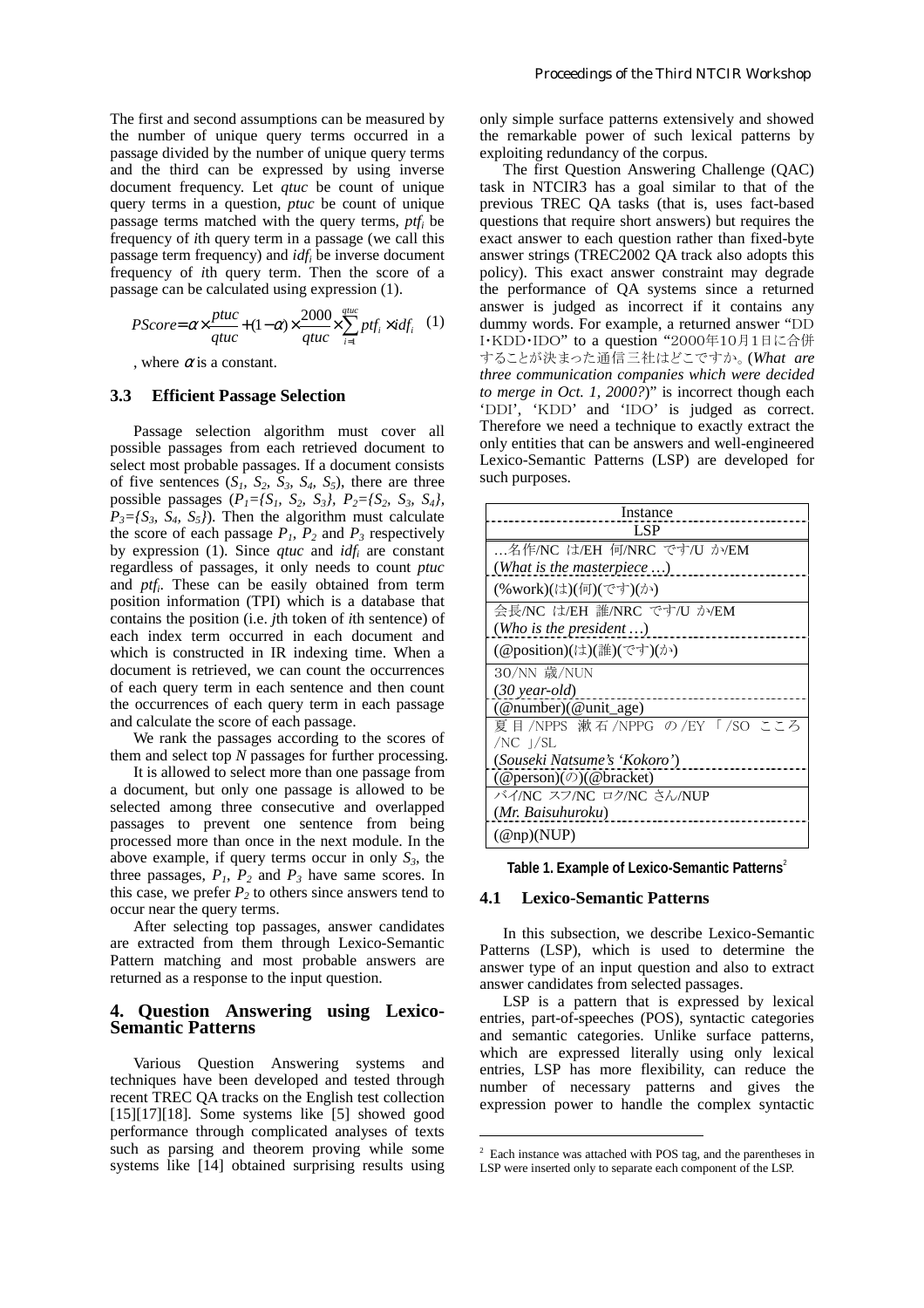The first and second assumptions can be measured by the number of unique query terms occurred in a passage divided by the number of unique query terms and the third can be expressed by using inverse document frequency. Let *qtuc* be count of unique query terms in a question, *ptuc* be count of unique passage terms matched with the query terms, $ptf_i$ be frequency of *i*th query term in a passage (we call this passage term frequency) and $idf_i$ be inverse document frequency of *i*th query term. Then the score of a passage can be calculated using expression (1).

$$PScore = \alpha \times \frac{ptuc}{qtuc} + (1-\alpha) \times \frac{2000}{qtuc} \times \sum_{i=1}^{qtuc} ptf_i \times idf_i \quad (1)$$

, where $\alpha$ is a constant.

### 3.3 Efficient Passage Selection

Passage selection algorithm must cover all possible passages from each retrieved document to select most probable passages. If a document consists of five sentences ($S_1$, $S_2$, $S_3$, $S_4$, $S_5$), there are three possible passages ($P_1=\{S_1, S_2, S_3\}$, $P_2=\{S_2, S_3, S_4\}$, $P_3=\{S_3, S_4, S_5\}$). Then the algorithm must calculate the score of each passage $P_1$, $P_2$ and $P_3$ respectively by expression (1). Since *qtuc* and $idf_i$ are constant regardless of passages, it only needs to count *ptuc* and $ptf_i$. These can be easily obtained from term position information (TPI) which is a database that contains the position (i.e. *j*th token of *i*th sentence) of each index term occurred in each document and which is constructed in IR indexing time. When a document is retrieved, we can count the occurrences of each query term in each sentence and then count the occurrences of each query term in each passage and calculate the score of each passage.

We rank the passages according to the scores of them and select top *N* passages for further processing.

It is allowed to select more than one passage from a document, but only one passage is allowed to be selected among three consecutive and overlapped passages to prevent one sentence from being processed more than once in the next module. In the above example, if query terms occur in only $S_3$, the three passages, $P_1$, $P_2$ and $P_3$ have same scores. In this case, we prefer $P_2$ to others since answers tend to occur near the query terms.

After selecting top passages, answer candidates are extracted from them through Lexico-Semantic Pattern matching and most probable answers are returned as a response to the input question.

## 4. Question Answering using Lexico-Semantic Patterns

Various Question Answering systems and techniques have been developed and tested through recent TREC QA tracks on the English test collection [15][17][18]. Some systems like [5] showed good performance through complicated analyses of texts such as parsing and theorem proving while some systems like [14] obtained surprising results using only simple surface patterns extensively and showed the remarkable power of such lexical patterns by exploiting redundancy of the corpus.

The first Question Answering Challenge (QAC) task in NTCIR3 has a goal similar to that of the previous TREC QA tasks (that is, uses fact-based questions that require short answers) but requires the exact answer to each question rather than fixed-byte answer strings (TREC2002 QA track also adopts this policy). This exact answer constraint may degrade the performance of QA systems since a returned answer is judged as incorrect if it contains any dummy words. For example, a returned answer "DDI･KDD･IDO" to a question "2000年10月1日に合併することが決まった通信三社はどこですか。(*What are three communication companies which were decided to merge in Oct. 1, 2000?*)" is incorrect though each 'DDI', 'KDD' and 'IDO' is judged as correct. Therefore we need a technique to exactly extract the only entities that can be answers and well-engineered Lexico-Semantic Patterns (LSP) are developed for such purposes.

| Instance<br>LSP |
|---|
| …名作/NC は/EH 何/NRC です/U か/EM<br>(*What is the masterpiece …*) |
| (%work)(は)(何)(です)(か) |
| 会長/NC は/EH 誰/NRC です/U か/EM<br>(*Who is the president …*) |
| (@position)(は)(誰)(です)(か) |
| 30/NN 歳/NUN<br>(*30 year-old*) |
| (@number)(@unit_age) |
| 夏目/NPPS 漱石/NPPG の/EY 「/SO こころ/NC 」/SL<br>(*Souseki Natsume's 'Kokoro'*) |
| (@person)(の)(@bracket) |
| バイ/NC スフ/NC ロク/NC さん/NUP<br>(*Mr. Baisuhuroku*) |
| (@np)(NUP) |

**Table 1. Example of Lexico-Semantic Patterns**[2]

### 4.1 Lexico-Semantic Patterns

In this subsection, we describe Lexico-Semantic Patterns (LSP), which is used to determine the answer type of an input question and also to extract answer candidates from selected passages.

LSP is a pattern that is expressed by lexical entries, part-of-speeches (POS), syntactic categories and semantic categories. Unlike surface patterns, which are expressed literally using only lexical entries, LSP has more flexibility, can reduce the number of necessary patterns and gives the expression power to handle the complex syntactic

[2] Each instance was attached with POS tag, and the parentheses in LSP were inserted only to separate each component of the LSP.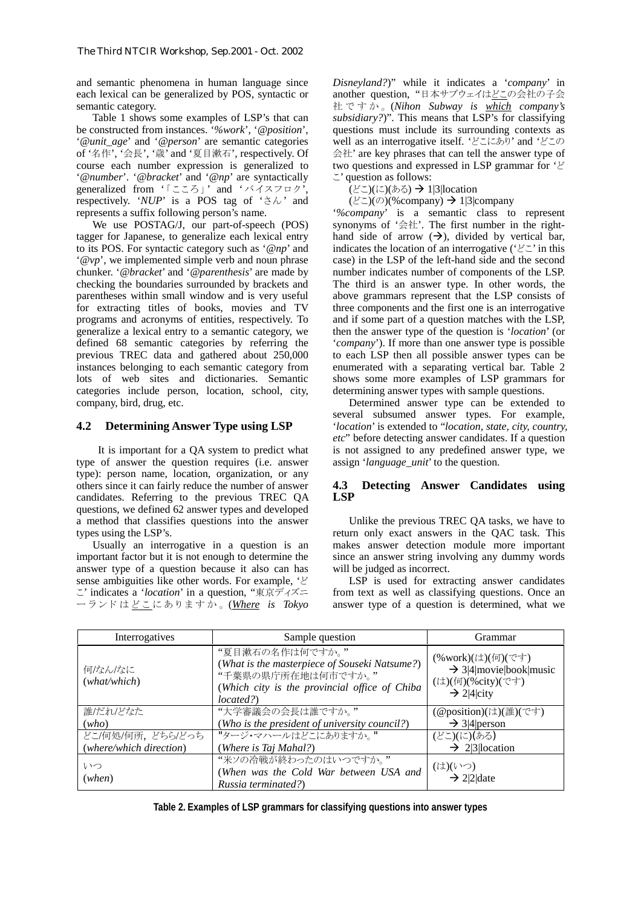and semantic phenomena in human language since each lexical can be generalized by POS, syntactic or semantic category.

Table 1 shows some examples of LSP's that can be constructed from instances. '*%work*', '*@position*', '*@unit_age*' and '*@person*' are semantic categories of '名作', '会長', '歳' and '夏目漱石', respectively. Of course each number expression is generalized to '*@number*'. '*@bracket*' and '*@np*' are syntactically generalized from '「こころ」' and 'バイスフロク', respectively. '*NUP*' is a POS tag of 'さん' and represents a suffix following person's name.

We use POSTAG/J, our part-of-speech (POS) tagger for Japanese, to generalize each lexical entry to its POS. For syntactic category such as '*@np*' and '*@vp*', we implemented simple verb and noun phrase chunker. '*@bracket*' and '*@parenthesis*' are made by checking the boundaries surrounded by brackets and parentheses within small window and is very useful for extracting titles of books, movies and TV programs and acronyms of entities, respectively. To generalize a lexical entry to a semantic category, we defined 68 semantic categories by referring the previous TREC data and gathered about 250,000 instances belonging to each semantic category from lots of web sites and dictionaries. Semantic categories include person, location, school, city, company, bird, drug, etc.

### 4.2 Determining Answer Type using LSP

It is important for a QA system to predict what type of answer the question requires (i.e. answer type): person name, location, organization, or any others since it can fairly reduce the number of answer candidates. Referring to the previous TREC QA questions, we defined 62 answer types and developed a method that classifies questions into the answer types using the LSP's.

Usually an interrogative in a question is an important factor but it is not enough to determine the answer type of a question because it also can has sense ambiguities like other words. For example, 'どこ' indicates a '*location*' in a question, "東京ディズニーランドは<u>どこ</u>にありますか。(*<u>Where</u> is Tokyo Disneyland?*)" while it indicates a '*company*' in another question, "日本サブウェイは<u>どこ</u>の会社の子会社ですか。(*Nihon Subway is <u>which</u> company's subsidiary?*)". This means that LSP's for classifying questions must include its surrounding contexts as well as an interrogative itself. 'どこにあり' and 'どこの会社' are key phrases that can tell the answer type of two questions and expressed in LSP grammar for 'どこ' question as follows:

(どこ)(に)(ある) → 1|3|location

(どこ)(の)(%company) → 1|3|company

'*%company*' is a semantic class to represent synonyms of '会社'. The first number in the right-hand side of arrow (→), divided by vertical bar, indicates the location of an interrogative ('どこ' in this case) in the LSP of the left-hand side and the second number indicates number of components of the LSP. The third is an answer type. In other words, the above grammars represent that the LSP consists of three components and the first one is an interrogative and if some part of a question matches with the LSP, then the answer type of the question is '*location*' (or '*company*'). If more than one answer type is possible to each LSP then all possible answer types can be enumerated with a separating vertical bar. Table 2 shows some more examples of LSP grammars for determining answer types with sample questions.

Determined answer type can be extended to several subsumed answer types. For example, '*location*' is extended to "*location, state, city, country, etc*" before detecting answer candidates. If a question is not assigned to any predefined answer type, we assign '*language_unit*' to the question.

### 4.3 Detecting Answer Candidates using LSP

Unlike the previous TREC QA tasks, we have to return only exact answers in the QAC task. This makes answer detection module more important since an answer string involving any dummy words will be judged as incorrect.

LSP is used for extracting answer candidates from text as well as classifying questions. Once an answer type of a question is determined, what we

| Interrogatives | Sample question | Grammar |
|---|---|---|
| 何/なん/なに (*what/which*) | "夏目漱石の名作は何ですか。" (*What is the masterpiece of Souseki Natsume?*) "千葉県の県庁所在地は何市ですか。" (*Which city is the provincial office of Chiba located?*) | (%work)(は)(何)(です) → 3\|4\|movie\|book\|music (は)(何)(%city)(です) → 2\|4\|city |
| 誰/だれ/どなた (*who*) | "大学審議会の会長は誰ですか。" (*Who is the president of university council?*) | (@position)(は)(誰)(です) → 3\|4\|person |
| どこ/何処/何所, どちら/どっち (*where/which direction*) | "タージ･マハールはどこにありますか。" (*Where is Taj Mahal?*) | (どこ)(に)(ある) → 2\|3\|location |
| いつ (*when*) | "米ソの冷戦が終わったのはいつですか。" (*When was the Cold War between USA and Russia terminated?*) | (は)(いつ) → 2\|2\|date |

**Table 2. Examples of LSP grammars for classifying questions into answer types**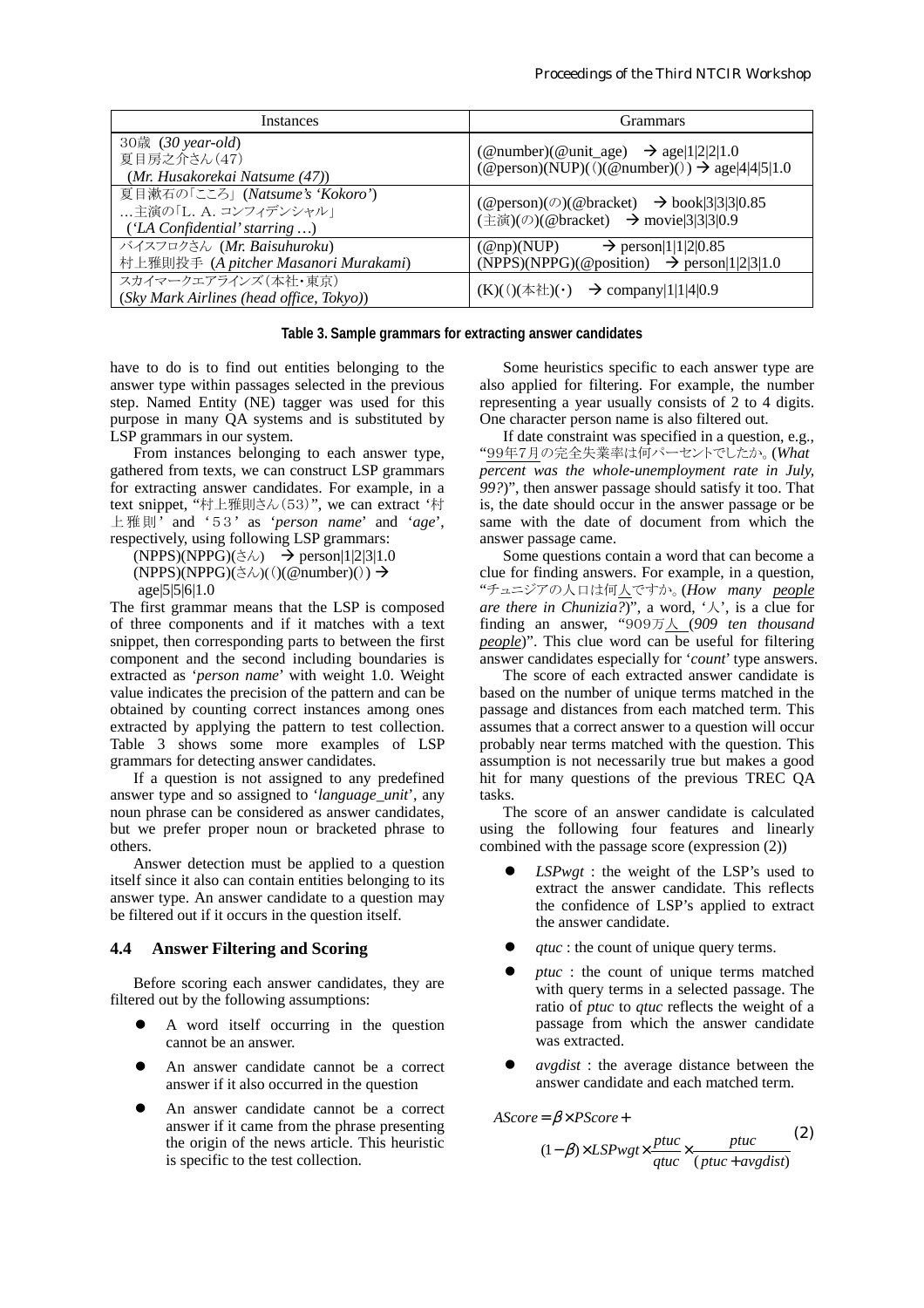| Instances | Grammars |
|---|---|
| 30歳 (*30 year-old*)<br>夏目房之介さん（47）<br>(*Mr. Husakorekai Natsume (47)*) | (@number)(@unit_age) → age\|1\|2\|2\|1.0<br>(@person)(NUP)(（)(@number)(）) → age\|4\|4\|5\|1.0 |
| 夏目漱石の「こころ」(*Natsume's 'Kokoro'*)<br>…主演の「L. A. コンフィデンシャル」<br>(*'LA Confidential' starring …*) | (@person)(の)(@bracket) → book\|3\|3\|3\|0.85<br>(主演)(の)(@bracket) → movie\|3\|3\|3\|0.9 |
| バイスフロクさん (*Mr. Baisuhuroku*)<br>村上雅則投手 (*A pitcher Masanori Murakami*) | (@np)(NUP) → person\|1\|1\|2\|0.85<br>(NPPS)(NPPG)(@position) → person\|1\|2\|3\|1.0 |
| スカイマークエアラインズ（本社・東京）<br>(*Sky Mark Airlines (head office, Tokyo)*) | (K)(（)(本社)(・) → company\|1\|1\|4\|0.9 |

**Table 3. Sample grammars for extracting answer candidates**

have to do is to find out entities belonging to the answer type within passages selected in the previous step. Named Entity (NE) tagger was used for this purpose in many QA systems and is substituted by LSP grammars in our system.

From instances belonging to each answer type, gathered from texts, we can construct LSP grammars for extracting answer candidates. For example, in a text snippet, "村上雅則さん（53）", we can extract '村上雅則' and '５３' as '*person name*' and '*age*', respectively, using following LSP grammars:

(NPPS)(NPPG)(さん) → person|1|2|3|1.0
(NPPS)(NPPG)(さん)(（)(@number)(）) → age|5|5|6|1.0

The first grammar means that the LSP is composed of three components and if it matches with a text snippet, then corresponding parts to between the first component and the second including boundaries is extracted as '*person name*' with weight 1.0. Weight value indicates the precision of the pattern and can be obtained by counting correct instances among ones extracted by applying the pattern to test collection. Table 3 shows some more examples of LSP grammars for detecting answer candidates.

If a question is not assigned to any predefined answer type and so assigned to '*language_unit*', any noun phrase can be considered as answer candidates, but we prefer proper noun or bracketed phrase to others.

Answer detection must be applied to a question itself since it also can contain entities belonging to its answer type. An answer candidate to a question may be filtered out if it occurs in the question itself.

### 4.4 Answer Filtering and Scoring

Before scoring each answer candidates, they are filtered out by the following assumptions:

- A word itself occurring in the question cannot be an answer.
- An answer candidate cannot be a correct answer if it also occurred in the question
- An answer candidate cannot be a correct answer if it came from the phrase presenting the origin of the news article. This heuristic is specific to the test collection.

Some heuristics specific to each answer type are also applied for filtering. For example, the number representing a year usually consists of 2 to 4 digits. One character person name is also filtered out.

If date constraint was specified in a question, e.g., "99年7月の完全失業率は何パーセントでしたか。(*What percent was the whole-unemployment rate in July, 99?*)", then answer passage should satisfy it too. That is, the date should occur in the answer passage or be same with the date of document from which the answer passage came.

Some questions contain a word that can become a clue for finding answers. For example, in a question, "チュニジアの人口は何人ですか。(*How many people are there in Chunizia?*)", a word, '人', is a clue for finding an answer, "909万人 (*909 ten thousand people*)". This clue word can be useful for filtering answer candidates especially for '*count*' type answers.

The score of each extracted answer candidate is based on the number of unique terms matched in the passage and distances from each matched term. This assumes that a correct answer to a question will occur probably near terms matched with the question. This assumption is not necessarily true but makes a good hit for many questions of the previous TREC QA tasks.

The score of an answer candidate is calculated using the following four features and linearly combined with the passage score (expression (2))

- *LSPwgt* : the weight of the LSP's used to extract the answer candidate. This reflects the confidence of LSP's applied to extract the answer candidate.
- *qtuc* : the count of unique query terms.
- *ptuc* : the count of unique terms matched with query terms in a selected passage. The ratio of *ptuc* to *qtuc* reflects the weight of a passage from which the answer candidate was extracted.
- *avgdist* : the average distance between the answer candidate and each matched term.

$$AScore = \beta \times PScore + (1-\beta) \times LSPwgt \times \frac{ptuc}{qtuc} \times \frac{ptuc}{(ptuc + avgdist)} \quad (2)$$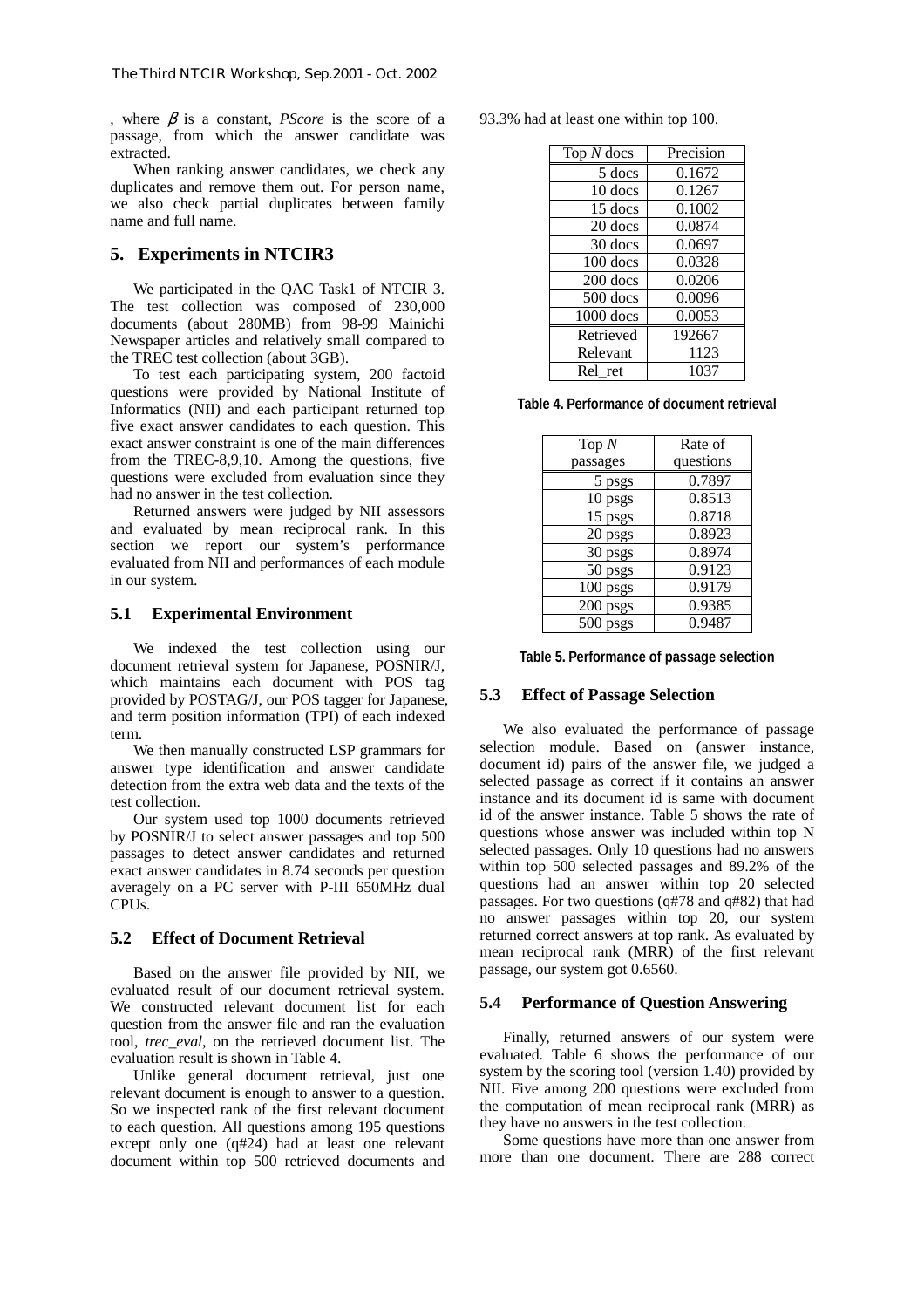, where $\beta$ is a constant, *PScore* is the score of a passage, from which the answer candidate was extracted.

When ranking answer candidates, we check any duplicates and remove them out. For person name, we also check partial duplicates between family name and full name.

## 5. Experiments in NTCIR3

We participated in the QAC Task1 of NTCIR 3. The test collection was composed of 230,000 documents (about 280MB) from 98-99 Mainichi Newspaper articles and relatively small compared to the TREC test collection (about 3GB).

To test each participating system, 200 factoid questions were provided by National Institute of Informatics (NII) and each participant returned top five exact answer candidates to each question. This exact answer constraint is one of the main differences from the TREC-8,9,10. Among the questions, five questions were excluded from evaluation since they had no answer in the test collection.

Returned answers were judged by NII assessors and evaluated by mean reciprocal rank. In this section we report our system's performance evaluated from NII and performances of each module in our system.

### 5.1 Experimental Environment

We indexed the test collection using our document retrieval system for Japanese, POSNIR/J, which maintains each document with POS tag provided by POSTAG/J, our POS tagger for Japanese, and term position information (TPI) of each indexed term.

We then manually constructed LSP grammars for answer type identification and answer candidate detection from the extra web data and the texts of the test collection.

Our system used top 1000 documents retrieved by POSNIR/J to select answer passages and top 500 passages to detect answer candidates and returned exact answer candidates in 8.74 seconds per question averagely on a PC server with P-III 650MHz dual CPUs.

### 5.2 Effect of Document Retrieval

Based on the answer file provided by NII, we evaluated result of our document retrieval system. We constructed relevant document list for each question from the answer file and ran the evaluation tool, *trec_eval*, on the retrieved document list. The evaluation result is shown in Table 4.

Unlike general document retrieval, just one relevant document is enough to answer to a question. So we inspected rank of the first relevant document to each question. All questions among 195 questions except only one (q#24) had at least one relevant document within top 500 retrieved documents and 93.3% had at least one within top 100.

| Top *N* docs | Precision |
|---|---|
| 5 docs | 0.1672 |
| 10 docs | 0.1267 |
| 15 docs | 0.1002 |
| 20 docs | 0.0874 |
| 30 docs | 0.0697 |
| 100 docs | 0.0328 |
| 200 docs | 0.0206 |
| 500 docs | 0.0096 |
| 1000 docs | 0.0053 |
| Retrieved | 192667 |
| Relevant | 1123 |
| Rel_ret | 1037 |

**Table 4. Performance of document retrieval**

| Top *N* passages | Rate of questions |
|---|---|
| 5 psgs | 0.7897 |
| 10 psgs | 0.8513 |
| 15 psgs | 0.8718 |
| 20 psgs | 0.8923 |
| 30 psgs | 0.8974 |
| 50 psgs | 0.9123 |
| 100 psgs | 0.9179 |
| 200 psgs | 0.9385 |
| 500 psgs | 0.9487 |

**Table 5. Performance of passage selection**

### 5.3 Effect of Passage Selection

We also evaluated the performance of passage selection module. Based on (answer instance, document id) pairs of the answer file, we judged a selected passage as correct if it contains an answer instance and its document id is same with document id of the answer instance. Table 5 shows the rate of questions whose answer was included within top N selected passages. Only 10 questions had no answers within top 500 selected passages and 89.2% of the questions had an answer within top 20 selected passages. For two questions (q#78 and q#82) that had no answer passages within top 20, our system returned correct answers at top rank. As evaluated by mean reciprocal rank (MRR) of the first relevant passage, our system got 0.6560.

### 5.4 Performance of Question Answering

Finally, returned answers of our system were evaluated. Table 6 shows the performance of our system by the scoring tool (version 1.40) provided by NII. Five among 200 questions were excluded from the computation of mean reciprocal rank (MRR) as they have no answers in the test collection.

Some questions have more than one answer from more than one document. There are 288 correct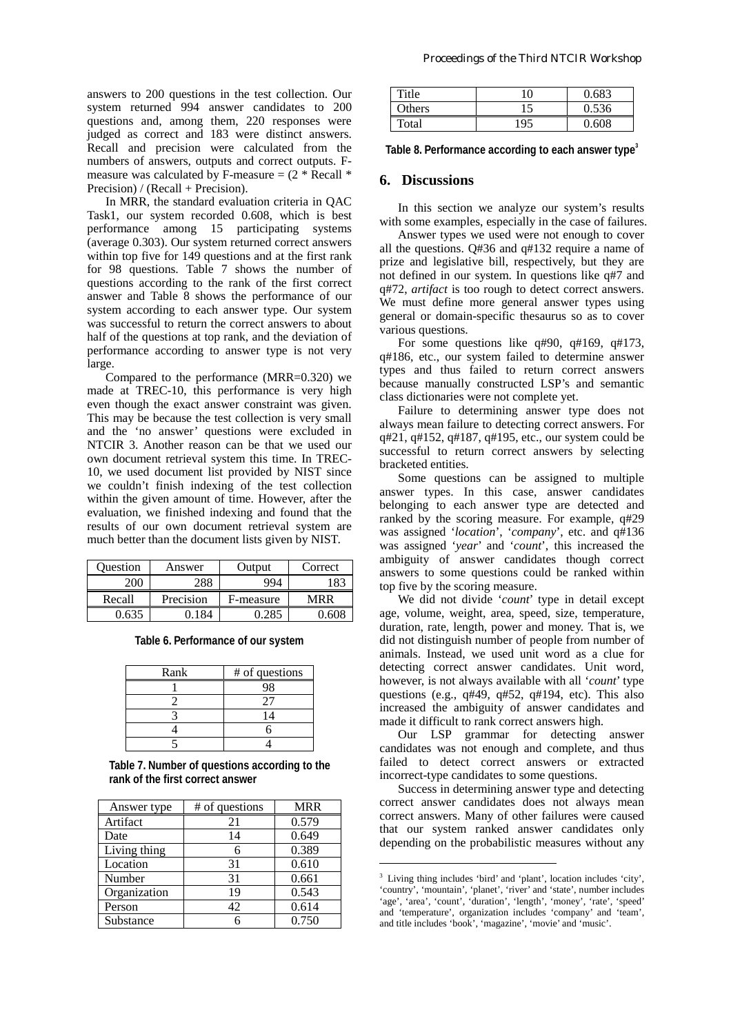answers to 200 questions in the test collection. Our system returned 994 answer candidates to 200 questions and, among them, 220 responses were judged as correct and 183 were distinct answers. Recall and precision were calculated from the numbers of answers, outputs and correct outputs. F-measure was calculated by F-measure = (2 * Recall * Precision) / (Recall + Precision).

In MRR, the standard evaluation criteria in QAC Task1, our system recorded 0.608, which is best performance among 15 participating systems (average 0.303). Our system returned correct answers within top five for 149 questions and at the first rank for 98 questions. Table 7 shows the number of questions according to the rank of the first correct answer and Table 8 shows the performance of our system according to each answer type. Our system was successful to return the correct answers to about half of the questions at top rank, and the deviation of performance according to answer type is not very large.

Compared to the performance (MRR=0.320) we made at TREC-10, this performance is very high even though the exact answer constraint was given. This may be because the test collection is very small and the 'no answer' questions were excluded in NTCIR 3. Another reason can be that we used our own document retrieval system this time. In TREC-10, we used document list provided by NIST since we couldn't finish indexing of the test collection within the given amount of time. However, after the evaluation, we finished indexing and found that the results of our own document retrieval system are much better than the document lists given by NIST.

| Question | Answer | Output | Correct |
|---|---|---|---|
| 200 | 288 | 994 | 183 |
| Recall | Precision | F-measure | MRR |
| 0.635 | 0.184 | 0.285 | 0.608 |

**Table 6. Performance of our system**

| Rank | # of questions |
|---|---|
| 1 | 98 |
| 2 | 27 |
| 3 | 14 |
| 4 | 6 |
| 5 | 4 |

**Table 7. Number of questions according to the rank of the first correct answer**

| Answer type | # of questions | MRR |
|---|---|---|
| Artifact | 21 | 0.579 |
| Date | 14 | 0.649 |
| Living thing | 6 | 0.389 |
| Location | 31 | 0.610 |
| Number | 31 | 0.661 |
| Organization | 19 | 0.543 |
| Person | 42 | 0.614 |
| Substance | 6 | 0.750 |
| Title | 10 | 0.683 |
| Others | 15 | 0.536 |
| Total | 195 | 0.608 |

**Table 8. Performance according to each answer type[3]**

## 6. Discussions

In this section we analyze our system's results with some examples, especially in the case of failures.

Answer types we used were not enough to cover all the questions. Q#36 and q#132 require a name of prize and legislative bill, respectively, but they are not defined in our system. In questions like q#7 and q#72, *artifact* is too rough to detect correct answers. We must define more general answer types using general or domain-specific thesaurus so as to cover various questions.

For some questions like q#90, q#169, q#173, q#186, etc., our system failed to determine answer types and thus failed to return correct answers because manually constructed LSP's and semantic class dictionaries were not complete yet.

Failure to determining answer type does not always mean failure to detecting correct answers. For q#21, q#152, q#187, q#195, etc., our system could be successful to return correct answers by selecting bracketed entities.

Some questions can be assigned to multiple answer types. In this case, answer candidates belonging to each answer type are detected and ranked by the scoring measure. For example, q#29 was assigned '*location*', '*company*', etc. and q#136 was assigned '*year*' and '*count*', this increased the ambiguity of answer candidates though correct answers to some questions could be ranked within top five by the scoring measure.

We did not divide '*count*' type in detail except age, volume, weight, area, speed, size, temperature, duration, rate, length, power and money. That is, we did not distinguish number of people from number of animals. Instead, we used unit word as a clue for detecting correct answer candidates. Unit word, however, is not always available with all '*count*' type questions (e.g., q#49, q#52, q#194, etc). This also increased the ambiguity of answer candidates and made it difficult to rank correct answers high.

Our LSP grammar for detecting answer candidates was not enough and complete, and thus failed to detect correct answers or extracted incorrect-type candidates to some questions.

Success in determining answer type and detecting correct answer candidates does not always mean correct answers. Many of other failures were caused that our system ranked answer candidates only depending on the probabilistic measures without any

[3] Living thing includes 'bird' and 'plant', location includes 'city', 'country', 'mountain', 'planet', 'river' and 'state', number includes 'age', 'area', 'count', 'duration', 'length', 'money', 'rate', 'speed' and 'temperature', organization includes 'company' and 'team', and title includes 'book', 'magazine', 'movie' and 'music'.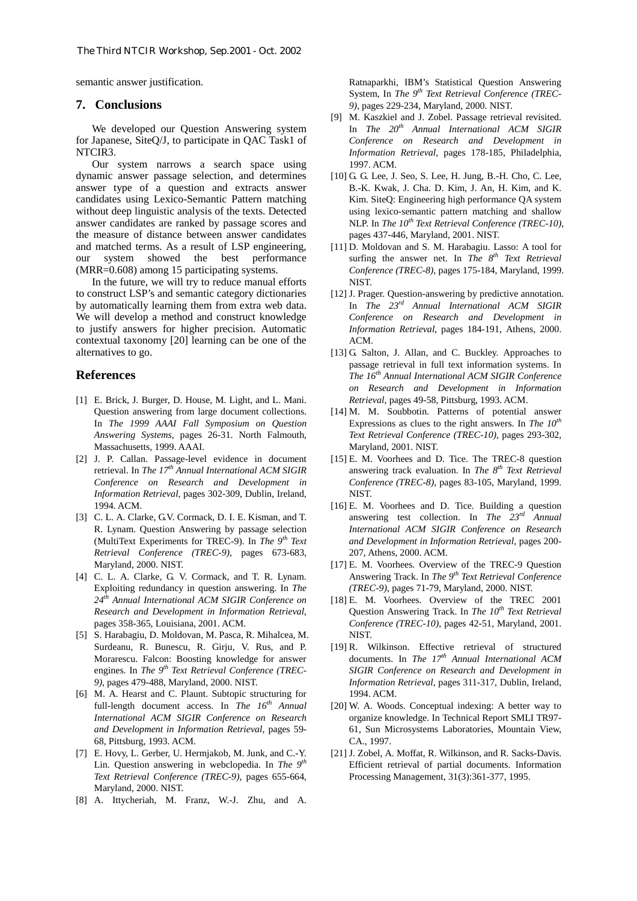semantic answer justification.

## 7. Conclusions

We developed our Question Answering system for Japanese, SiteQ/J, to participate in QAC Task1 of NTCIR3.

Our system narrows a search space using dynamic answer passage selection, and determines answer type of a question and extracts answer candidates using Lexico-Semantic Pattern matching without deep linguistic analysis of the texts. Detected answer candidates are ranked by passage scores and the measure of distance between answer candidates and matched terms. As a result of LSP engineering, our system showed the best performance (MRR=0.608) among 15 participating systems.

In the future, we will try to reduce manual efforts to construct LSP's and semantic category dictionaries by automatically learning them from extra web data. We will develop a method and construct knowledge to justify answers for higher precision. Automatic contextual taxonomy [20] learning can be one of the alternatives to go.

## References

[1] E. Brick, J. Burger, D. House, M. Light, and L. Mani. Question answering from large document collections. In *The 1999 AAAI Fall Symposium on Question Answering Systems*, pages 26-31. North Falmouth, Massachusetts, 1999. AAAI.

[2] J. P. Callan. Passage-level evidence in document retrieval. In *The 17th Annual International ACM SIGIR Conference on Research and Development in Information Retrieval*, pages 302-309, Dublin, Ireland, 1994. ACM.

[3] C. L. A. Clarke, G.V. Cormack, D. I. E. Kisman, and T. R. Lynam. Question Answering by passage selection (MultiText Experiments for TREC-9). In *The 9th Text Retrieval Conference (TREC-9)*, pages 673-683, Maryland, 2000. NIST.

[4] C. L. A. Clarke, G. V. Cormack, and T. R. Lynam. Exploiting redundancy in question answering. In *The 24th Annual International ACM SIGIR Conference on Research and Development in Information Retrieval*, pages 358-365, Louisiana, 2001. ACM.

[5] S. Harabagiu, D. Moldovan, M. Pasca, R. Mihalcea, M. Surdeanu, R. Bunescu, R. Girju, V. Rus, and P. Morarescu. Falcon: Boosting knowledge for answer engines. In *The 9th Text Retrieval Conference (TREC-9)*, pages 479-488, Maryland, 2000. NIST.

[6] M. A. Hearst and C. Plaunt. Subtopic structuring for full-length document access. In *The 16th Annual International ACM SIGIR Conference on Research and Development in Information Retrieval*, pages 59-68, Pittsburg, 1993. ACM.

[7] E. Hovy, L. Gerber, U. Hermjakob, M. Junk, and C.-Y. Lin. Question answering in webclopedia. In *The 9th Text Retrieval Conference (TREC-9)*, pages 655-664, Maryland, 2000. NIST.

[8] A. Ittycheriah, M. Franz, W.-J. Zhu, and A. Ratnaparkhi, IBM's Statistical Question Answering System, In *The 9th Text Retrieval Conference (TREC-9)*, pages 229-234, Maryland, 2000. NIST.

[9] M. Kaszkiel and J. Zobel. Passage retrieval revisited. In *The 20th Annual International ACM SIGIR Conference on Research and Development in Information Retrieval*, pages 178-185, Philadelphia, 1997. ACM.

[10] G. G. Lee, J. Seo, S. Lee, H. Jung, B.-H. Cho, C. Lee, B.-K. Kwak, J. Cha. D. Kim, J. An, H. Kim, and K. Kim. SiteQ: Engineering high performance QA system using lexico-semantic pattern matching and shallow NLP. In *The 10th Text Retrieval Conference (TREC-10)*, pages 437-446, Maryland, 2001. NIST.

[11] D. Moldovan and S. M. Harabagiu. Lasso: A tool for surfing the answer net. In *The 8th Text Retrieval Conference (TREC-8)*, pages 175-184, Maryland, 1999. NIST.

[12] J. Prager. Question-answering by predictive annotation. In *The 23rd Annual International ACM SIGIR Conference on Research and Development in Information Retrieval*, pages 184-191, Athens, 2000. ACM.

[13] G. Salton, J. Allan, and C. Buckley. Approaches to passage retrieval in full text information systems. In *The 16th Annual International ACM SIGIR Conference on Research and Development in Information Retrieval*, pages 49-58, Pittsburg, 1993. ACM.

[14] M. M. Soubbotin. Patterns of potential answer Expressions as clues to the right answers. In *The 10th Text Retrieval Conference (TREC-10)*, pages 293-302, Maryland, 2001. NIST.

[15] E. M. Voorhees and D. Tice. The TREC-8 question answering track evaluation. In *The 8th Text Retrieval Conference (TREC-8)*, pages 83-105, Maryland, 1999. NIST.

[16] E. M. Voorhees and D. Tice. Building a question answering test collection. In *The 23rd Annual International ACM SIGIR Conference on Research and Development in Information Retrieval*, pages 200-207, Athens, 2000. ACM.

[17] E. M. Voorhees. Overview of the TREC-9 Question Answering Track. In *The 9th Text Retrieval Conference (TREC-9)*, pages 71-79, Maryland, 2000. NIST.

[18] E. M. Voorhees. Overview of the TREC 2001 Question Answering Track. In *The 10th Text Retrieval Conference (TREC-10)*, pages 42-51, Maryland, 2001. NIST.

[19] R. Wilkinson. Effective retrieval of structured documents. In *The 17th Annual International ACM SIGIR Conference on Research and Development in Information Retrieval*, pages 311-317, Dublin, Ireland, 1994. ACM.

[20] W. A. Woods. Conceptual indexing: A better way to organize knowledge. In Technical Report SMLI TR97-61, Sun Microsystems Laboratories, Mountain View, CA., 1997.

[21] J. Zobel, A. Moffat, R. Wilkinson, and R. Sacks-Davis. Efficient retrieval of partial documents. Information Processing Management, 31(3):361-377, 1995.